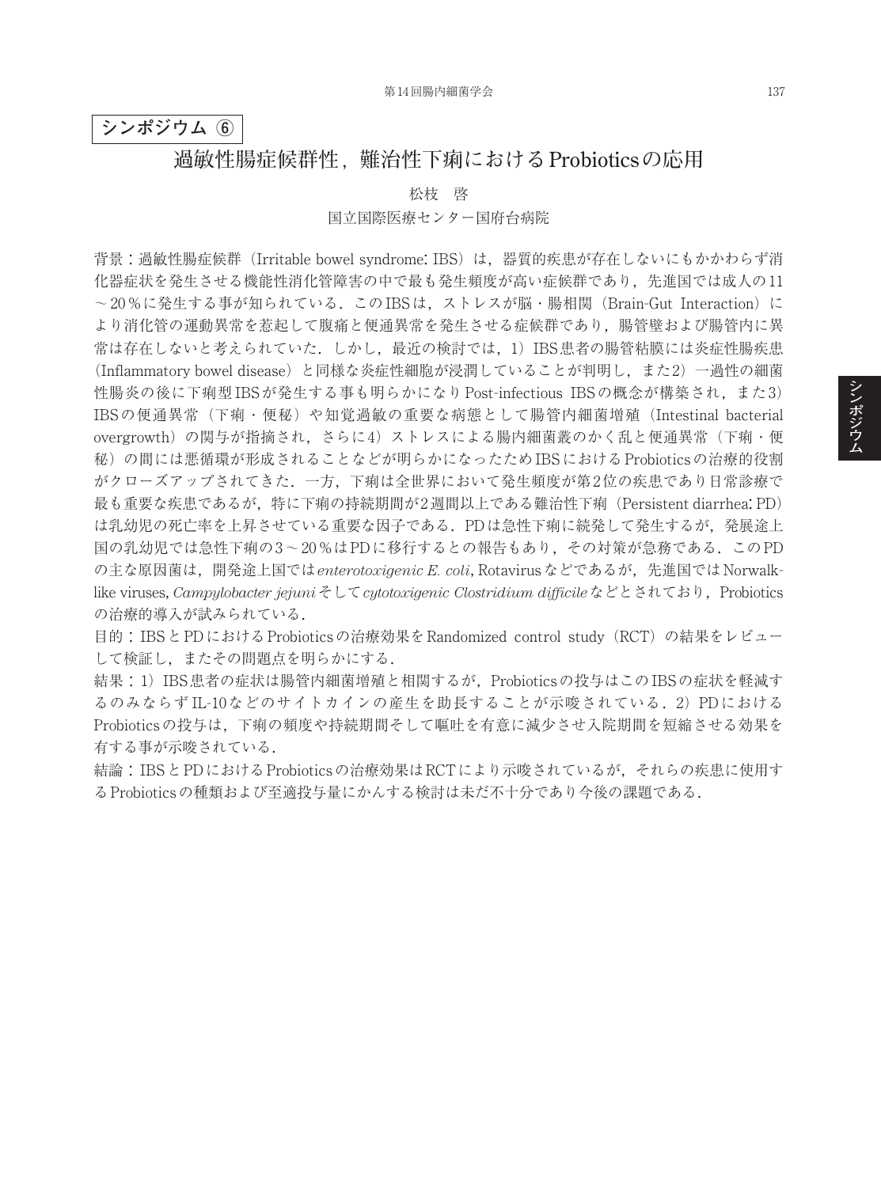**シンポジウム ⑥**

# 過敏性腸症候群性，難治性下痢におけるProbioticsの応用

松枝　啓

国立国際医療センター国府台病院

背景：過敏性腸症候群（Irritable bowel syndrome: IBS）は，器質的疾患が存在しないにもかかわらず消化器症状を発生させる機能性消化管障害の中で最も発生頻度が高い症候群であり，先進国では成人の11～20％に発生する事が知られている．このIBSは，ストレスが脳・腸相関（Brain-Gut Interaction）により消化管の運動異常を惹起して腹痛と便通異常を発生させる症候群であり，腸管壁および腸管内に異常は存在しないと考えられていた．しかし，最近の検討では，1）IBS患者の腸管粘膜には炎症性腸疾患（Inflammatory bowel disease）と同様な炎症性細胞が浸潤していることが判明し，また2）一過性の細菌性腸炎の後に下痢型IBSが発生する事も明らかになりPost-infectious IBSの概念が構築され，また3）IBSの便通異常（下痢・便秘）や知覚過敏の重要な病態として腸管内細菌増殖（Intestinal bacterial overgrowth）の関与が指摘され，さらに4）ストレスによる腸内細菌叢のかく乱と便通異常（下痢・便秘）の間には悪循環が形成されることなどが明らかになったためIBSにおけるProbioticsの治療的役割がクローズアップされてきた．一方，下痢は全世界において発生頻度が第2位の疾患であり日常診療で最も重要な疾患であるが，特に下痢の持続期間が2週間以上である難治性下痢（Persistent diarrhea: PD）は乳幼児の死亡率を上昇させている重要な因子である．PDは急性下痢に続発して発生するが，発展途上国の乳幼児では急性下痢の3～20％はPDに移行するとの報告もあり，その対策が急務である．このPDの主な原因菌は，開発途上国では*enterotoxigenic E. coli*, Rotavirusなどであるが，先進国ではNorwalk-like viruses, *Campylobacter jejuni*そして*cytotoxigenic Clostridium difficile*などとされており，Probioticsの治療的導入が試みられている．

目的：IBSとPDにおけるProbioticsの治療効果をRandomized control study（RCT）の結果をレビューして検証し，またその問題点を明らかにする．

結果：1）IBS患者の症状は腸管内細菌増殖と相関するが，Probioticsの投与はこのIBSの症状を軽減するのみならずIL-10などのサイトカインの産生を助長することが示唆されている．2）PDにおけるProbioticsの投与は，下痢の頻度や持続期間そして嘔吐を有意に減少させ入院期間を短縮させる効果を有する事が示唆されている．

結論：IBSとPDにおけるProbioticsの治療効果はRCTにより示唆されているが，それらの疾患に使用するProbioticsの種類および至適投与量にかんする検討は未だ不十分であり今後の課題である．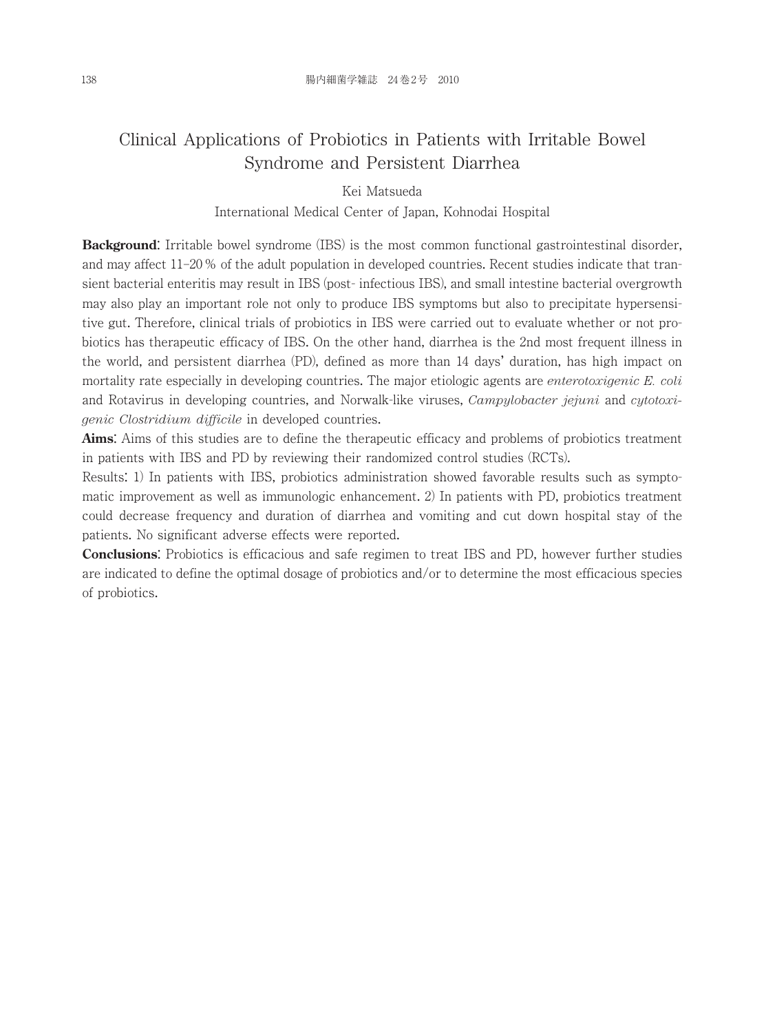# Clinical Applications of Probiotics in Patients with Irritable Bowel Syndrome and Persistent Diarrhea

Kei Matsueda

International Medical Center of Japan, Kohnodai Hospital

**Background**: Irritable bowel syndrome (IBS) is the most common functional gastrointestinal disorder, and may affect 11–20 % of the adult population in developed countries. Recent studies indicate that transient bacterial enteritis may result in IBS (post- infectious IBS), and small intestine bacterial overgrowth may also play an important role not only to produce IBS symptoms but also to precipitate hypersensitive gut. Therefore, clinical trials of probiotics in IBS were carried out to evaluate whether or not probiotics has therapeutic efficacy of IBS. On the other hand, diarrhea is the 2nd most frequent illness in the world, and persistent diarrhea (PD), defined as more than 14 days' duration, has high impact on mortality rate especially in developing countries. The major etiologic agents are *enterotoxigenic E. coli* and Rotavirus in developing countries, and Norwalk-like viruses, *Campylobacter jejuni* and *cytotoxigenic Clostridium difficile* in developed countries.

**Aims**: Aims of this studies are to define the therapeutic efficacy and problems of probiotics treatment in patients with IBS and PD by reviewing their randomized control studies (RCTs).

Results: 1) In patients with IBS, probiotics administration showed favorable results such as symptomatic improvement as well as immunologic enhancement. 2) In patients with PD, probiotics treatment could decrease frequency and duration of diarrhea and vomiting and cut down hospital stay of the patients. No significant adverse effects were reported.

**Conclusions**: Probiotics is efficacious and safe regimen to treat IBS and PD, however further studies are indicated to define the optimal dosage of probiotics and/or to determine the most efficacious species of probiotics.